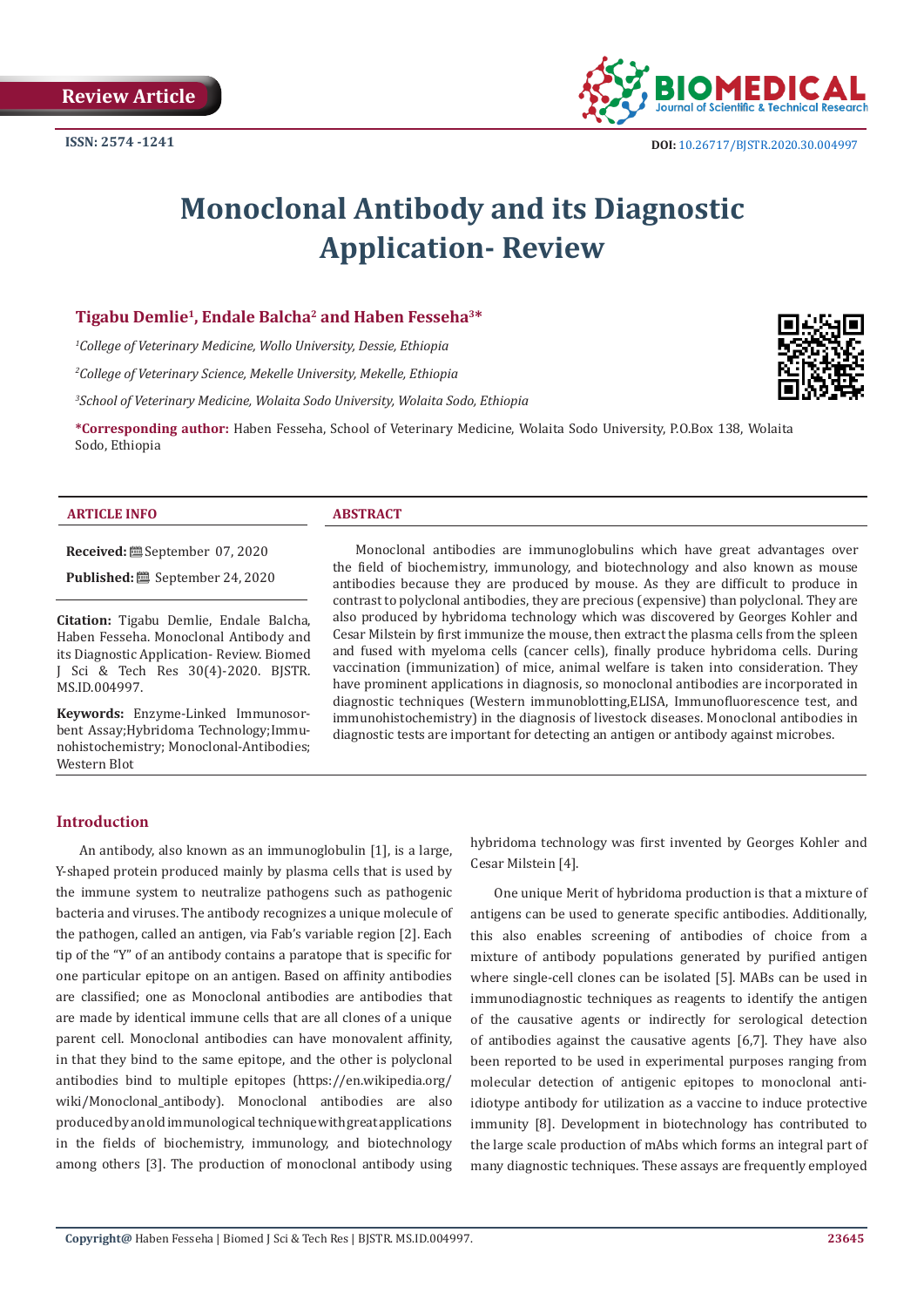Review Article

ISSN: 2574 -1241

DOI: 10.26717/BJSTR.2020.30.004997

# Monoclonal Antibody and its Diagnostic Application- Review

**Tigabu Demlie[1], Endale Balcha[2] and Haben Fesseha[3]***

*[1]College of Veterinary Medicine, Wollo University, Dessie, Ethiopia*

*[2]College of Veterinary Science, Mekelle University, Mekelle, Ethiopia*

*[3]School of Veterinary Medicine, Wolaita Sodo University, Wolaita Sodo, Ethiopia*

***Corresponding author:** Haben Fesseha, School of Veterinary Medicine, Wolaita Sodo University, P.O.Box 138, Wolaita Sodo, Ethiopia

**ARTICLE INFO**

**Received:** September 07, 2020

**Published:** September 24, 2020

**Citation:** Tigabu Demlie, Endale Balcha, Haben Fesseha. Monoclonal Antibody and its Diagnostic Application- Review. Biomed J Sci & Tech Res 30(4)-2020. BJSTR. MS.ID.004997.

**Keywords:** Enzyme-Linked Immunosorbent Assay;Hybridoma Technology;Immunohistochemistry; Monoclonal-Antibodies; Western Blot

**ABSTRACT**

Monoclonal antibodies are immunoglobulins which have great advantages over the field of biochemistry, immunology, and biotechnology and also known as mouse antibodies because they are produced by mouse. As they are difficult to produce in contrast to polyclonal antibodies, they are precious (expensive) than polyclonal. They are also produced by hybridoma technology which was discovered by Georges Kohler and Cesar Milstein by first immunize the mouse, then extract the plasma cells from the spleen and fused with myeloma cells (cancer cells), finally produce hybridoma cells. During vaccination (immunization) of mice, animal welfare is taken into consideration. They have prominent applications in diagnosis, so monoclonal antibodies are incorporated in diagnostic techniques (Western immunoblotting,ELISA, Immunofluorescence test, and immunohistochemistry) in the diagnosis of livestock diseases. Monoclonal antibodies in diagnostic tests are important for detecting an antigen or antibody against microbes.

## Introduction

An antibody, also known as an immunoglobulin [1], is a large, Y-shaped protein produced mainly by plasma cells that is used by the immune system to neutralize pathogens such as pathogenic bacteria and viruses. The antibody recognizes a unique molecule of the pathogen, called an antigen, via Fab's variable region [2]. Each tip of the "Y" of an antibody contains a paratope that is specific for one particular epitope on an antigen. Based on affinity antibodies are classified; one as Monoclonal antibodies are antibodies that are made by identical immune cells that are all clones of a unique parent cell. Monoclonal antibodies can have monovalent affinity, in that they bind to the same epitope, and the other is polyclonal antibodies bind to multiple epitopes (https://en.wikipedia.org/wiki/Monoclonal_antibody). Monoclonal antibodies are also produced by an old immunological technique with great applications in the fields of biochemistry, immunology, and biotechnology among others [3]. The production of monoclonal antibody using hybridoma technology was first invented by Georges Kohler and Cesar Milstein [4].

One unique Merit of hybridoma production is that a mixture of antigens can be used to generate specific antibodies. Additionally, this also enables screening of antibodies of choice from a mixture of antibody populations generated by purified antigen where single-cell clones can be isolated [5]. MABs can be used in immunodiagnostic techniques as reagents to identify the antigen of the causative agents or indirectly for serological detection of antibodies against the causative agents [6,7]. They have also been reported to be used in experimental purposes ranging from molecular detection of antigenic epitopes to monoclonal anti-idiotype antibody for utilization as a vaccine to induce protective immunity [8]. Development in biotechnology has contributed to the large scale production of mAbs which forms an integral part of many diagnostic techniques. These assays are frequently employed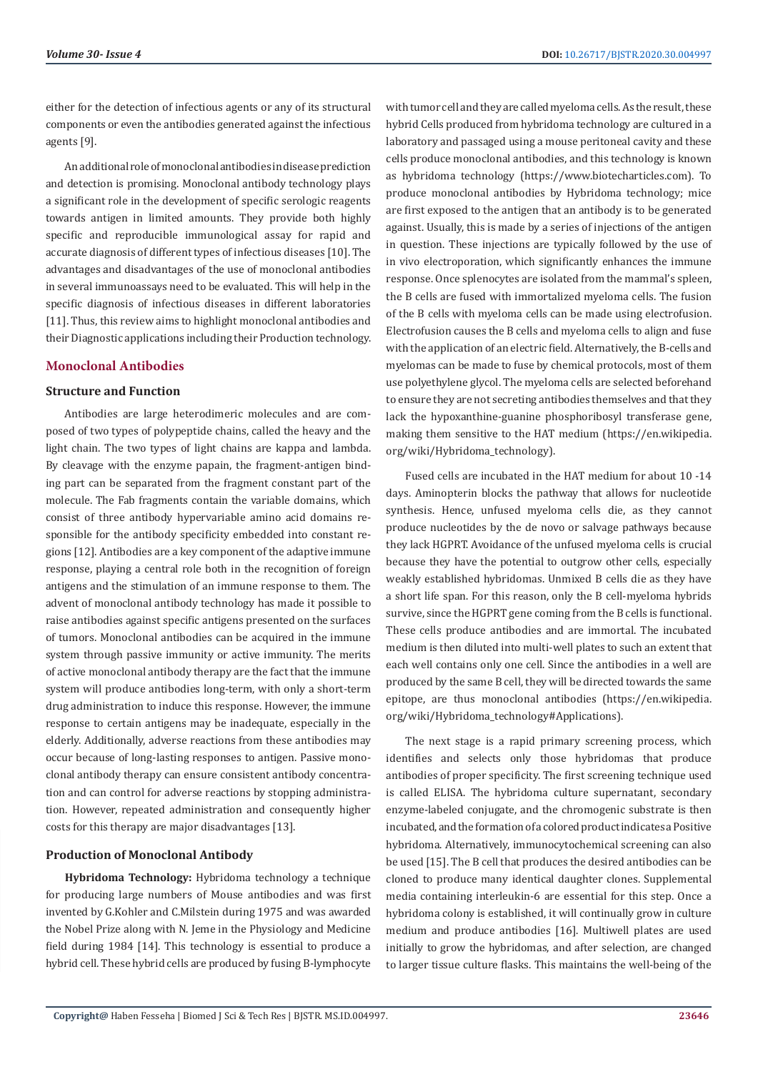either for the detection of infectious agents or any of its structural components or even the antibodies generated against the infectious agents [9].

An additional role of monoclonal antibodies in disease prediction and detection is promising. Monoclonal antibody technology plays a significant role in the development of specific serologic reagents towards antigen in limited amounts. They provide both highly specific and reproducible immunological assay for rapid and accurate diagnosis of different types of infectious diseases [10]. The advantages and disadvantages of the use of monoclonal antibodies in several immunoassays need to be evaluated. This will help in the specific diagnosis of infectious diseases in different laboratories [11]. Thus, this review aims to highlight monoclonal antibodies and their Diagnostic applications including their Production technology.

## Monoclonal Antibodies

### Structure and Function

Antibodies are large heterodimeric molecules and are composed of two types of polypeptide chains, called the heavy and the light chain. The two types of light chains are kappa and lambda. By cleavage with the enzyme papain, the fragment-antigen binding part can be separated from the fragment constant part of the molecule. The Fab fragments contain the variable domains, which consist of three antibody hypervariable amino acid domains responsible for the antibody specificity embedded into constant regions [12]. Antibodies are a key component of the adaptive immune response, playing a central role both in the recognition of foreign antigens and the stimulation of an immune response to them. The advent of monoclonal antibody technology has made it possible to raise antibodies against specific antigens presented on the surfaces of tumors. Monoclonal antibodies can be acquired in the immune system through passive immunity or active immunity. The merits of active monoclonal antibody therapy are the fact that the immune system will produce antibodies long-term, with only a short-term drug administration to induce this response. However, the immune response to certain antigens may be inadequate, especially in the elderly. Additionally, adverse reactions from these antibodies may occur because of long-lasting responses to antigen. Passive monoclonal antibody therapy can ensure consistent antibody concentration and can control for adverse reactions by stopping administration. However, repeated administration and consequently higher costs for this therapy are major disadvantages [13].

### Production of Monoclonal Antibody

**Hybridoma Technology:** Hybridoma technology a technique for producing large numbers of Mouse antibodies and was first invented by G.Kohler and C.Milstein during 1975 and was awarded the Nobel Prize along with N. Jeme in the Physiology and Medicine field during 1984 [14]. This technology is essential to produce a hybrid cell. These hybrid cells are produced by fusing B-lymphocyte with tumor cell and they are called myeloma cells. As the result, these hybrid Cells produced from hybridoma technology are cultured in a laboratory and passaged using a mouse peritoneal cavity and these cells produce monoclonal antibodies, and this technology is known as hybridoma technology (https://www.biotecharticles.com). To produce monoclonal antibodies by Hybridoma technology; mice are first exposed to the antigen that an antibody is to be generated against. Usually, this is made by a series of injections of the antigen in question. These injections are typically followed by the use of in vivo electroporation, which significantly enhances the immune response. Once splenocytes are isolated from the mammal's spleen, the B cells are fused with immortalized myeloma cells. The fusion of the B cells with myeloma cells can be made using electrofusion. Electrofusion causes the B cells and myeloma cells to align and fuse with the application of an electric field. Alternatively, the B-cells and myelomas can be made to fuse by chemical protocols, most of them use polyethylene glycol. The myeloma cells are selected beforehand to ensure they are not secreting antibodies themselves and that they lack the hypoxanthine-guanine phosphoribosyl transferase gene, making them sensitive to the HAT medium (https://en.wikipedia.org/wiki/Hybridoma_technology).

Fused cells are incubated in the HAT medium for about 10 -14 days. Aminopterin blocks the pathway that allows for nucleotide synthesis. Hence, unfused myeloma cells die, as they cannot produce nucleotides by the de novo or salvage pathways because they lack HGPRT. Avoidance of the unfused myeloma cells is crucial because they have the potential to outgrow other cells, especially weakly established hybridomas. Unmixed B cells die as they have a short life span. For this reason, only the B cell-myeloma hybrids survive, since the HGPRT gene coming from the B cells is functional. These cells produce antibodies and are immortal. The incubated medium is then diluted into multi-well plates to such an extent that each well contains only one cell. Since the antibodies in a well are produced by the same B cell, they will be directed towards the same epitope, are thus monoclonal antibodies (https://en.wikipedia.org/wiki/Hybridoma_technology#Applications).

The next stage is a rapid primary screening process, which identifies and selects only those hybridomas that produce antibodies of proper specificity. The first screening technique used is called ELISA. The hybridoma culture supernatant, secondary enzyme-labeled conjugate, and the chromogenic substrate is then incubated, and the formation of a colored product indicates a Positive hybridoma. Alternatively, immunocytochemical screening can also be used [15]. The B cell that produces the desired antibodies can be cloned to produce many identical daughter clones. Supplemental media containing interleukin-6 are essential for this step. Once a hybridoma colony is established, it will continually grow in culture medium and produce antibodies [16]. Multiwell plates are used initially to grow the hybridomas, and after selection, are changed to larger tissue culture flasks. This maintains the well-being of the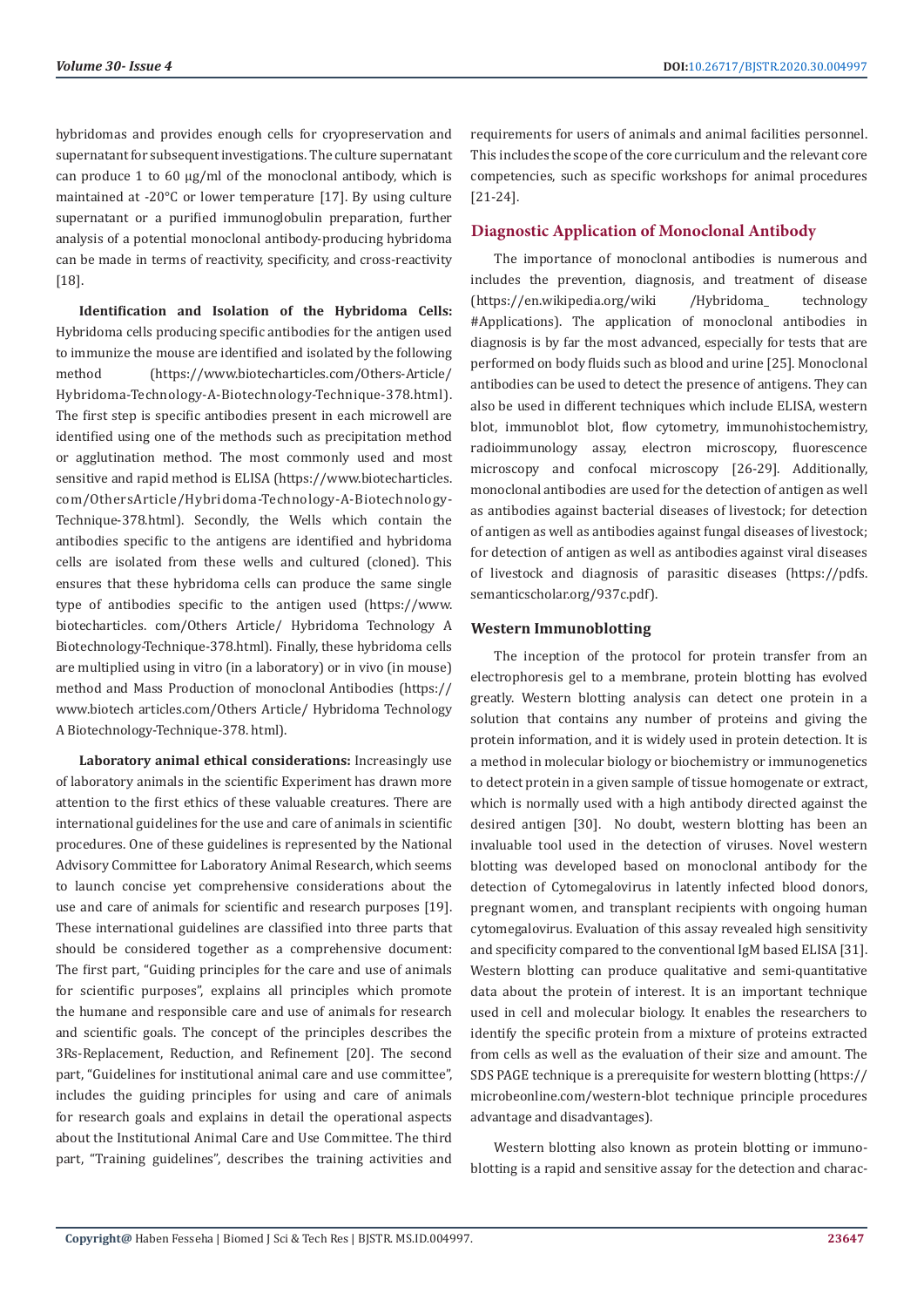hybridomas and provides enough cells for cryopreservation and supernatant for subsequent investigations. The culture supernatant can produce 1 to 60 µg/ml of the monoclonal antibody, which is maintained at -20°C or lower temperature [17]. By using culture supernatant or a purified immunoglobulin preparation, further analysis of a potential monoclonal antibody-producing hybridoma can be made in terms of reactivity, specificity, and cross-reactivity [18].

**Identification and Isolation of the Hybridoma Cells:** Hybridoma cells producing specific antibodies for the antigen used to immunize the mouse are identified and isolated by the following method (https://www.biotecharticles.com/Others-Article/Hybridoma-Technology-A-Biotechnology-Technique-378.html). The first step is specific antibodies present in each microwell are identified using one of the methods such as precipitation method or agglutination method. The most commonly used and most sensitive and rapid method is ELISA (https://www.biotecharticles.com/OthersArticle/Hybridoma-Technology-A-Biotechnology-Technique-378.html). Secondly, the Wells which contain the antibodies specific to the antigens are identified and hybridoma cells are isolated from these wells and cultured (cloned). This ensures that these hybridoma cells can produce the same single type of antibodies specific to the antigen used (https://www.biotecharticles. com/Others Article/ Hybridoma Technology A Biotechnology-Technique-378.html). Finally, these hybridoma cells are multiplied using in vitro (in a laboratory) or in vivo (in mouse) method and Mass Production of monoclonal Antibodies (https://www.biotech articles.com/Others Article/ Hybridoma Technology A Biotechnology-Technique-378. html).

**Laboratory animal ethical considerations:** Increasingly use of laboratory animals in the scientific Experiment has drawn more attention to the first ethics of these valuable creatures. There are international guidelines for the use and care of animals in scientific procedures. One of these guidelines is represented by the National Advisory Committee for Laboratory Animal Research, which seems to launch concise yet comprehensive considerations about the use and care of animals for scientific and research purposes [19]. These international guidelines are classified into three parts that should be considered together as a comprehensive document: The first part, "Guiding principles for the care and use of animals for scientific purposes", explains all principles which promote the humane and responsible care and use of animals for research and scientific goals. The concept of the principles describes the 3Rs-Replacement, Reduction, and Refinement [20]. The second part, "Guidelines for institutional animal care and use committee", includes the guiding principles for using and care of animals for research goals and explains in detail the operational aspects about the Institutional Animal Care and Use Committee. The third part, "Training guidelines", describes the training activities and requirements for users of animals and animal facilities personnel. This includes the scope of the core curriculum and the relevant core competencies, such as specific workshops for animal procedures [21-24].

## Diagnostic Application of Monoclonal Antibody

The importance of monoclonal antibodies is numerous and includes the prevention, diagnosis, and treatment of disease (https://en.wikipedia.org/wiki /Hybridoma_ technology #Applications). The application of monoclonal antibodies in diagnosis is by far the most advanced, especially for tests that are performed on body fluids such as blood and urine [25]. Monoclonal antibodies can be used to detect the presence of antigens. They can also be used in different techniques which include ELISA, western blot, immunoblot blot, flow cytometry, immunohistochemistry, radioimmunology assay, electron microscopy, fluorescence microscopy and confocal microscopy [26-29]. Additionally, monoclonal antibodies are used for the detection of antigen as well as antibodies against bacterial diseases of livestock; for detection of antigen as well as antibodies against fungal diseases of livestock; for detection of antigen as well as antibodies against viral diseases of livestock and diagnosis of parasitic diseases (https://pdfs.semanticscholar.org/937c.pdf).

### Western Immunoblotting

The inception of the protocol for protein transfer from an electrophoresis gel to a membrane, protein blotting has evolved greatly. Western blotting analysis can detect one protein in a solution that contains any number of proteins and giving the protein information, and it is widely used in protein detection. It is a method in molecular biology or biochemistry or immunogenetics to detect protein in a given sample of tissue homogenate or extract, which is normally used with a high antibody directed against the desired antigen [30]. No doubt, western blotting has been an invaluable tool used in the detection of viruses. Novel western blotting was developed based on monoclonal antibody for the detection of Cytomegalovirus in latently infected blood donors, pregnant women, and transplant recipients with ongoing human cytomegalovirus. Evaluation of this assay revealed high sensitivity and specificity compared to the conventional IgM based ELISA [31]. Western blotting can produce qualitative and semi-quantitative data about the protein of interest. It is an important technique used in cell and molecular biology. It enables the researchers to identify the specific protein from a mixture of proteins extracted from cells as well as the evaluation of their size and amount. The SDS PAGE technique is a prerequisite for western blotting (https://microbeonline.com/western-blot technique principle procedures advantage and disadvantages).

Western blotting also known as protein blotting or immuno-blotting is a rapid and sensitive assay for the detection and charac-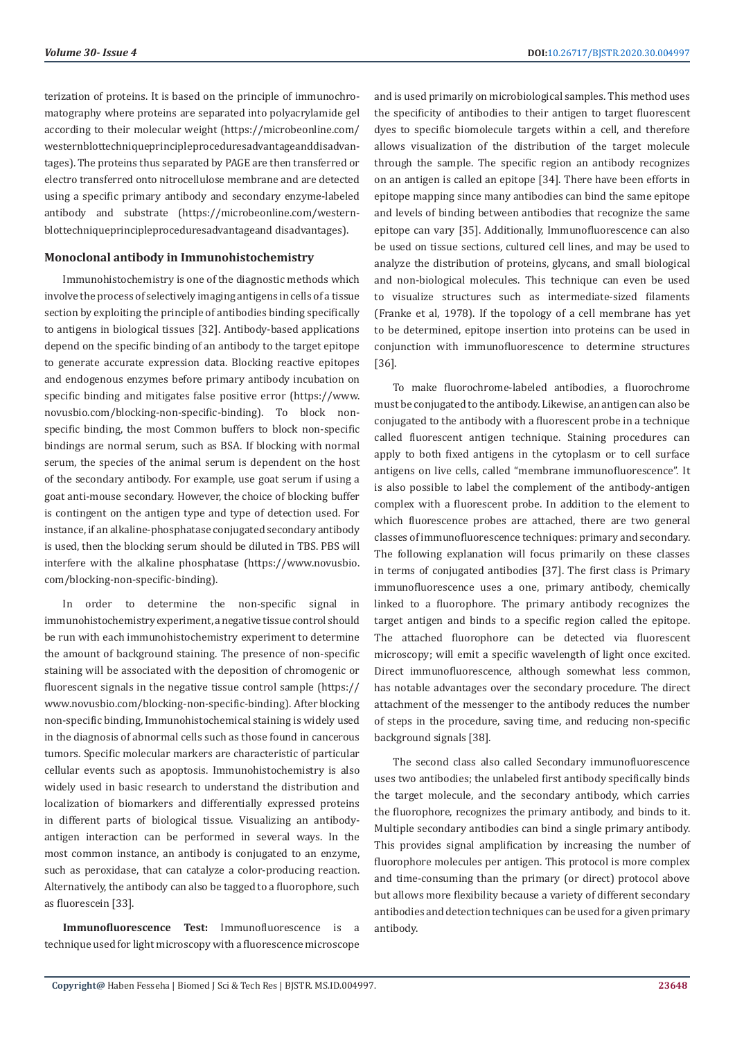terization of proteins. It is based on the principle of immunochromatography where proteins are separated into polyacrylamide gel according to their molecular weight (https://microbeonline.com/westernblottechniqueprincipleproceduresadvantageanddisadvantages). The proteins thus separated by PAGE are then transferred or electro transferred onto nitrocellulose membrane and are detected using a specific primary antibody and secondary enzyme-labeled antibody and substrate (https://microbeonline.com/westernblottechniqueprincipleproceduresadvantageand disadvantages).

### Monoclonal antibody in Immunohistochemistry

Immunohistochemistry is one of the diagnostic methods which involve the process of selectively imaging antigens in cells of a tissue section by exploiting the principle of antibodies binding specifically to antigens in biological tissues [32]. Antibody-based applications depend on the specific binding of an antibody to the target epitope to generate accurate expression data. Blocking reactive epitopes and endogenous enzymes before primary antibody incubation on specific binding and mitigates false positive error (https://www.novusbio.com/blocking-non-specific-binding). To block non-specific binding, the most Common buffers to block non-specific bindings are normal serum, such as BSA. If blocking with normal serum, the species of the animal serum is dependent on the host of the secondary antibody. For example, use goat serum if using a goat anti-mouse secondary. However, the choice of blocking buffer is contingent on the antigen type and type of detection used. For instance, if an alkaline-phosphatase conjugated secondary antibody is used, then the blocking serum should be diluted in TBS. PBS will interfere with the alkaline phosphatase (https://www.novusbio.com/blocking-non-specific-binding).

In order to determine the non-specific signal in immunohistochemistry experiment, a negative tissue control should be run with each immunohistochemistry experiment to determine the amount of background staining. The presence of non-specific staining will be associated with the deposition of chromogenic or fluorescent signals in the negative tissue control sample (https://www.novusbio.com/blocking-non-specific-binding). After blocking non-specific binding, Immunohistochemical staining is widely used in the diagnosis of abnormal cells such as those found in cancerous tumors. Specific molecular markers are characteristic of particular cellular events such as apoptosis. Immunohistochemistry is also widely used in basic research to understand the distribution and localization of biomarkers and differentially expressed proteins in different parts of biological tissue. Visualizing an antibody-antigen interaction can be performed in several ways. In the most common instance, an antibody is conjugated to an enzyme, such as peroxidase, that can catalyze a color-producing reaction. Alternatively, the antibody can also be tagged to a fluorophore, such as fluorescein [33].

**Immunofluorescence Test:** Immunofluorescence is a technique used for light microscopy with a fluorescence microscope and is used primarily on microbiological samples. This method uses the specificity of antibodies to their antigen to target fluorescent dyes to specific biomolecule targets within a cell, and therefore allows visualization of the distribution of the target molecule through the sample. The specific region an antibody recognizes on an antigen is called an epitope [34]. There have been efforts in epitope mapping since many antibodies can bind the same epitope and levels of binding between antibodies that recognize the same epitope can vary [35]. Additionally, Immunofluorescence can also be used on tissue sections, cultured cell lines, and may be used to analyze the distribution of proteins, glycans, and small biological and non-biological molecules. This technique can even be used to visualize structures such as intermediate-sized filaments (Franke et al, 1978). If the topology of a cell membrane has yet to be determined, epitope insertion into proteins can be used in conjunction with immunofluorescence to determine structures [36].

To make fluorochrome-labeled antibodies, a fluorochrome must be conjugated to the antibody. Likewise, an antigen can also be conjugated to the antibody with a fluorescent probe in a technique called fluorescent antigen technique. Staining procedures can apply to both fixed antigens in the cytoplasm or to cell surface antigens on live cells, called "membrane immunofluorescence". It is also possible to label the complement of the antibody-antigen complex with a fluorescent probe. In addition to the element to which fluorescence probes are attached, there are two general classes of immunofluorescence techniques: primary and secondary. The following explanation will focus primarily on these classes in terms of conjugated antibodies [37]. The first class is Primary immunofluorescence uses a one, primary antibody, chemically linked to a fluorophore. The primary antibody recognizes the target antigen and binds to a specific region called the epitope. The attached fluorophore can be detected via fluorescent microscopy; will emit a specific wavelength of light once excited. Direct immunofluorescence, although somewhat less common, has notable advantages over the secondary procedure. The direct attachment of the messenger to the antibody reduces the number of steps in the procedure, saving time, and reducing non-specific background signals [38].

The second class also called Secondary immunofluorescence uses two antibodies; the unlabeled first antibody specifically binds the target molecule, and the secondary antibody, which carries the fluorophore, recognizes the primary antibody, and binds to it. Multiple secondary antibodies can bind a single primary antibody. This provides signal amplification by increasing the number of fluorophore molecules per antigen. This protocol is more complex and time-consuming than the primary (or direct) protocol above but allows more flexibility because a variety of different secondary antibodies and detection techniques can be used for a given primary antibody.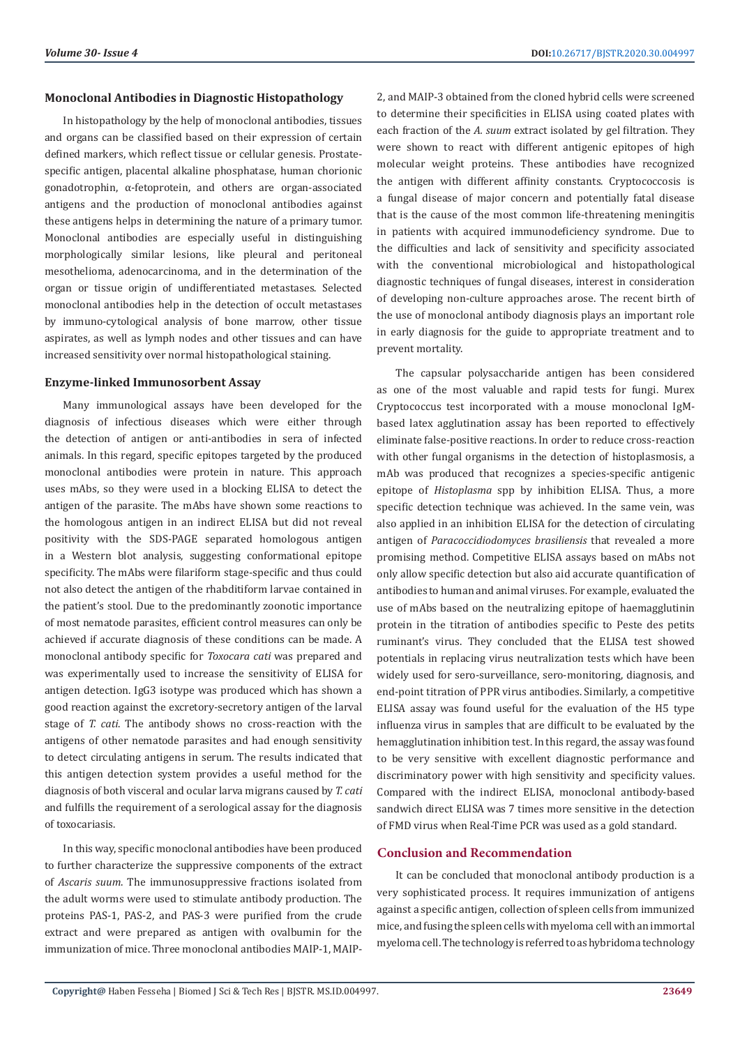### Monoclonal Antibodies in Diagnostic Histopathology

In histopathology by the help of monoclonal antibodies, tissues and organs can be classified based on their expression of certain defined markers, which reflect tissue or cellular genesis. Prostate-specific antigen, placental alkaline phosphatase, human chorionic gonadotrophin, α-fetoprotein, and others are organ-associated antigens and the production of monoclonal antibodies against these antigens helps in determining the nature of a primary tumor. Monoclonal antibodies are especially useful in distinguishing morphologically similar lesions, like pleural and peritoneal mesothelioma, adenocarcinoma, and in the determination of the organ or tissue origin of undifferentiated metastases. Selected monoclonal antibodies help in the detection of occult metastases by immuno-cytological analysis of bone marrow, other tissue aspirates, as well as lymph nodes and other tissues and can have increased sensitivity over normal histopathological staining.

### Enzyme-linked Immunosorbent Assay

Many immunological assays have been developed for the diagnosis of infectious diseases which were either through the detection of antigen or anti-antibodies in sera of infected animals. In this regard, specific epitopes targeted by the produced monoclonal antibodies were protein in nature. This approach uses mAbs, so they were used in a blocking ELISA to detect the antigen of the parasite. The mAbs have shown some reactions to the homologous antigen in an indirect ELISA but did not reveal positivity with the SDS-PAGE separated homologous antigen in a Western blot analysis, suggesting conformational epitope specificity. The mAbs were filariform stage-specific and thus could not also detect the antigen of the rhabditiform larvae contained in the patient's stool. Due to the predominantly zoonotic importance of most nematode parasites, efficient control measures can only be achieved if accurate diagnosis of these conditions can be made. A monoclonal antibody specific for *Toxocara cati* was prepared and was experimentally used to increase the sensitivity of ELISA for antigen detection. IgG3 isotype was produced which has shown a good reaction against the excretory-secretory antigen of the larval stage of *T. cati*. The antibody shows no cross-reaction with the antigens of other nematode parasites and had enough sensitivity to detect circulating antigens in serum. The results indicated that this antigen detection system provides a useful method for the diagnosis of both visceral and ocular larva migrans caused by *T. cati* and fulfills the requirement of a serological assay for the diagnosis of toxocariasis.

In this way, specific monoclonal antibodies have been produced to further characterize the suppressive components of the extract of *Ascaris suum*. The immunosuppressive fractions isolated from the adult worms were used to stimulate antibody production. The proteins PAS-1, PAS-2, and PAS-3 were purified from the crude extract and were prepared as antigen with ovalbumin for the immunization of mice. Three monoclonal antibodies MAIP-1, MAIP-2, and MAIP-3 obtained from the cloned hybrid cells were screened to determine their specificities in ELISA using coated plates with each fraction of the *A. suum* extract isolated by gel filtration. They were shown to react with different antigenic epitopes of high molecular weight proteins. These antibodies have recognized the antigen with different affinity constants. Cryptococcosis is a fungal disease of major concern and potentially fatal disease that is the cause of the most common life-threatening meningitis in patients with acquired immunodeficiency syndrome. Due to the difficulties and lack of sensitivity and specificity associated with the conventional microbiological and histopathological diagnostic techniques of fungal diseases, interest in consideration of developing non-culture approaches arose. The recent birth of the use of monoclonal antibody diagnosis plays an important role in early diagnosis for the guide to appropriate treatment and to prevent mortality.

The capsular polysaccharide antigen has been considered as one of the most valuable and rapid tests for fungi. Murex Cryptococcus test incorporated with a mouse monoclonal IgM-based latex agglutination assay has been reported to effectively eliminate false-positive reactions. In order to reduce cross-reaction with other fungal organisms in the detection of histoplasmosis, a mAb was produced that recognizes a species-specific antigenic epitope of *Histoplasma* spp by inhibition ELISA. Thus, a more specific detection technique was achieved. In the same vein, was also applied in an inhibition ELISA for the detection of circulating antigen of *Paracoccidiodomyces brasiliensis* that revealed a more promising method. Competitive ELISA assays based on mAbs not only allow specific detection but also aid accurate quantification of antibodies to human and animal viruses. For example, evaluated the use of mAbs based on the neutralizing epitope of haemagglutinin protein in the titration of antibodies specific to Peste des petits ruminant's virus. They concluded that the ELISA test showed potentials in replacing virus neutralization tests which have been widely used for sero-surveillance, sero-monitoring, diagnosis, and end-point titration of PPR virus antibodies. Similarly, a competitive ELISA assay was found useful for the evaluation of the H5 type influenza virus in samples that are difficult to be evaluated by the hemagglutination inhibition test. In this regard, the assay was found to be very sensitive with excellent diagnostic performance and discriminatory power with high sensitivity and specificity values. Compared with the indirect ELISA, monoclonal antibody-based sandwich direct ELISA was 7 times more sensitive in the detection of FMD virus when Real-Time PCR was used as a gold standard.

## Conclusion and Recommendation

It can be concluded that monoclonal antibody production is a very sophisticated process. It requires immunization of antigens against a specific antigen, collection of spleen cells from immunized mice, and fusing the spleen cells with myeloma cell with an immortal myeloma cell. The technology is referred to as hybridoma technology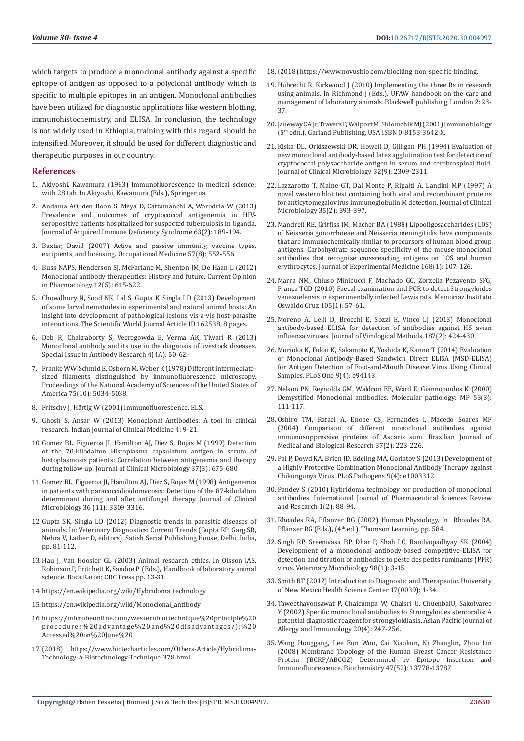which targets to produce a monoclonal antibody against a specific epitope of antigen as opposed to a polyclonal antibody which is specific to multiple epitopes in an antigen. Monoclonal antibodies have been utilized for diagnostic applications like western blotting, immunohistochemistry, and ELISA. In conclusion, the technology is not widely used in Ethiopia, training with this regard should be intensified. Moreover, it should be used for different diagnostic and therapeutic purposes in our country.

## References

1. Akiyoshi, Kawamura (1983) Immunofluorescence in medical science: with 28 tab. In Akiyoshi, Kawamura (Eds.), Springer ua.
2. Andama AO, den Boon S, Meya D, Cattamanchi A, Worodria W (2013) Prevalence and outcomes of cryptococcal antigenemia in HIV-seropositive patients hospitalized for suspected tuberculosis in Uganda. Journal of Acquired Immune Deficiency Syndrome 63(2): 189-194.
3. Baxter, David (2007) Active and passive immunity, vaccine types, excipients, and licensing. Occupational Medicine 57(8): 552-556.
4. Buss NAPS, Henderson SJ, McFarlane M, Shenton JM, De Haan L (2012) Monoclonal antibody therapeutics: History and future. Current Opinion in Pharmacology 12(5): 615-622.
5. Chowdhury N, Sood NK, Lal S, Gupta K, Singla LD (2013) Development of some larval nematodes in experimental and natural animal hosts: An insight into development of pathological lesions vis-a-vis host-parasite interactions. The Scientific World Journal Article ID 162538, 8 pages.
6. Deb R, Chakraborty S, Veeregowda B, Verma AK, Tiwari R (2013) Monoclonal antibody and its use in the diagnosis of livestock diseases. Special Issue in Antibody Research 4(4A): 50-62.
7. Franke WW, Schmid E, Osborn M, Weber K (1978) Different intermediate-sized filaments distinguished by immunofluorescence microscopy. Proceedings of the National Academy of Sciences of the United States of America 75(10): 5034-5038.
8. Fritschy J, Härtig W (2001) Immunofluorescence. ELS.
9. Ghosh S, Ansar W (2013) Monoclonal Antibodies: A tool in clinical research. Indian Journal of Clinical Medicine 4: 9-21.
10. Gomez BL, Figueroa JI, Hamilton AJ, Diez S, Rojas M (1999) Detection of the 70-kilodalton Histoplasma capsulatum antigen in serum of histoplasmosis patients: Correlation between antigenemia and therapy during follow-up. Journal of Clinical Microbiology 37(3): 675-680
11. Gomez BL, Figueroa JI, Hamilton AJ, Diez S, Rojas M (1998) Antigenemia in patients with paracoccidioidomycosis: Detection of the 87-kilodalton determinant during and after antifungal therapy. Journal of Clinical Microbiology 36 (11): 3309-3316.
12. Gupta SK, Singla LD (2012) Diagnostic trends in parasitic diseases of animals. In: Veterinary Diagnostics: Current Trends (Gupta RP, Garg SR, Nehra V, Lather D, editors), Satish Serial Publishing House, Delhi, India, pp. 81-112.
13. Hau J, Van Hoosier GL (2003) Animal research ethics. In Olsson IAS, Robinson P, Pritchett K, Sandoe P (Eds.), Handbook of laboratory animal science. Boca Raton: CRC Press pp. 13-31.
14. https://en.wikipedia.org/wiki/Hybridoma_technology
15. https://en.wikipedia.org/wiki/Monoclonal_antibody
16. https://microbeonline.com/westernblottechnique%20principle%20procedures%20advantage%20and%20disadvantages/):%20Accessed%20on%20June%20
17. (2018) https://www.biotecharticles.com/Others-Article/Hybridoma-Technology-A-Biotechnology-Technique-378.html.
18. (2018) https://www.novusbio.com/blocking-non-specific-binding.
19. Hubrecht R, Kirkwood J (2010) Implementing the three Rs in research using animals. In Richmond J (Eds.), UFAW handbook on the care and management of laboratory animals. Blackwell publishing, London 2: 23-37.
20. Janeway CA Jr, Travers P, Walport M, Shlomchik MJ (2001) Immunobiology (5th edn.), Garland Publishing, USA ISBN 0-8153-3642-X.
21. Kiska DL, Orkiszewski DR, Howell D, Gilligan PH (1994) Evaluation of new monoclonal antibody-based latex agglutination test for detection of cryptococcal polysaccharide antigen in serum and cerebrospinal fluid. Journal of Clinical Microbiology 32(9): 2309-2311.
22. Lazzarotto T, Maine GT, Dal Monte P, Ripalti A, Landini MP (1997) A novel western blot test containing both viral and recombinant proteins for anticytomegalovirus immunoglobulin M detection. Journal of Clinical Microbiology 35(2): 393-397.
23. Mandrell RE, Griffiss JM, Macher BA (1988) Lipooligosaccharides (LOS) of Neisseria gonorrhoeae and Neisseria meningitidis have components that are immunochemically similar to precursors of human blood group antigens. Carbohydrate sequence specificity of the mouse monoclonal antibodies that recognize crossreacting antigens on LOS and human erythrocytes. Journal of Experimental Medicine 168(1): 107-126.
24. Marra NM, Chiuso Minicucci F, Machado GC, Zorzella Pezavento SFG, França TGD (2010) Faecal examination and PCR to detect Strongyloides venezuelensis in experimentally infected Lewis rats. Memoriaz Instituto Oswaldo Cruz 105(1): 57-61.
25. Moreno A, Lelli D, Brocchi E, Sozzi E, Vinco LJ (2013) Monoclonal antibody-based ELISA for detection of antibodies against H5 avian influenza viruses. Journal of Virological Methods 187(2): 424-430.
26. Morioka K, Fukai K, Sakamoto K, Yoshida K, Kanno T (2014) Evaluation of Monoclonal Antibody-Based Sandwich Direct ELISA (MSD-ELISA) for Antigen Detection of Foot-and-Mouth Disease Virus Using Clinical Samples. PLoS One 9(4): e94143.
27. Nelson PN, Reynolds GM, Waldron EE, Ward E, Giannopoulos K (2000) Demystified Monoclonal antibodies. Molecular pathology: MP 53(3): 111-117.
28. Oshiro TM, Rafael A, Enobe CS, Fernandes I, Macedo Soares MF (2004) Comparison of different monoclonal antibodies against immunosuppressive proteins of Ascaris sum. Brazilian Journal of Medical and Biological Research 37(2): 223-226.
29. Pal P, Dowd KA, Brien JD, Edeling MA, Gorlatov S (2013) Development of a Highly Protective Combination Monoclonal Antibody Therapy against Chikungunya Virus. PLoS Pathogens 9(4): e1003312
30. Pandey S (2010) Hybridoma technology for production of monoclonal antibodies. International Journal of Pharmaceutical Sciences Review and Research 1(2): 88-94.
31. Rhoades RA, Pflanzer RG (2002) Human Physiology. In Rhoades RA, Pflanzer RG (Eds.), (4th ed.), Thomson Learning. pp. 584.
32. Singh RP, Sreenivasa BP, Dhar P, Shah LC, Bandvopadhyay SK (2004) Development of a monoclonal antibody-based competitive-ELISA for detection and titration of antibodies to peste des petits ruminants (PPR) virus. Veterinary Microbiology 98(1): 3-15.
33. Smith BT (2012) Introduction to Diagnostic and Therapeutic. University of New Mexico Health Science Center 17(0039): 1-34.
34. Taweethavonsawat P, Chaicumpa W, Chaisri U, ChuenbalU, Sakolvaree Y (2002) Specific monoclonal antibodies to Strongyloides stercoralis: A potential diagnostic reagent for strongyloidiasis. Asian Pacific Journal of Allergy and Immunology 20(4): 247-256.
35. Wang Honggang, Lee Eun Woo, Cai Xiaokun, Ni Zhanglin, Zhou Lin (2008) Membrane Topology of the Human Breast Cancer Resistance Protein (BCRP/ABCG2) Determined by Epitope Insertion and Immunofluorescence. Biochemistry 47(52): 13778-13787.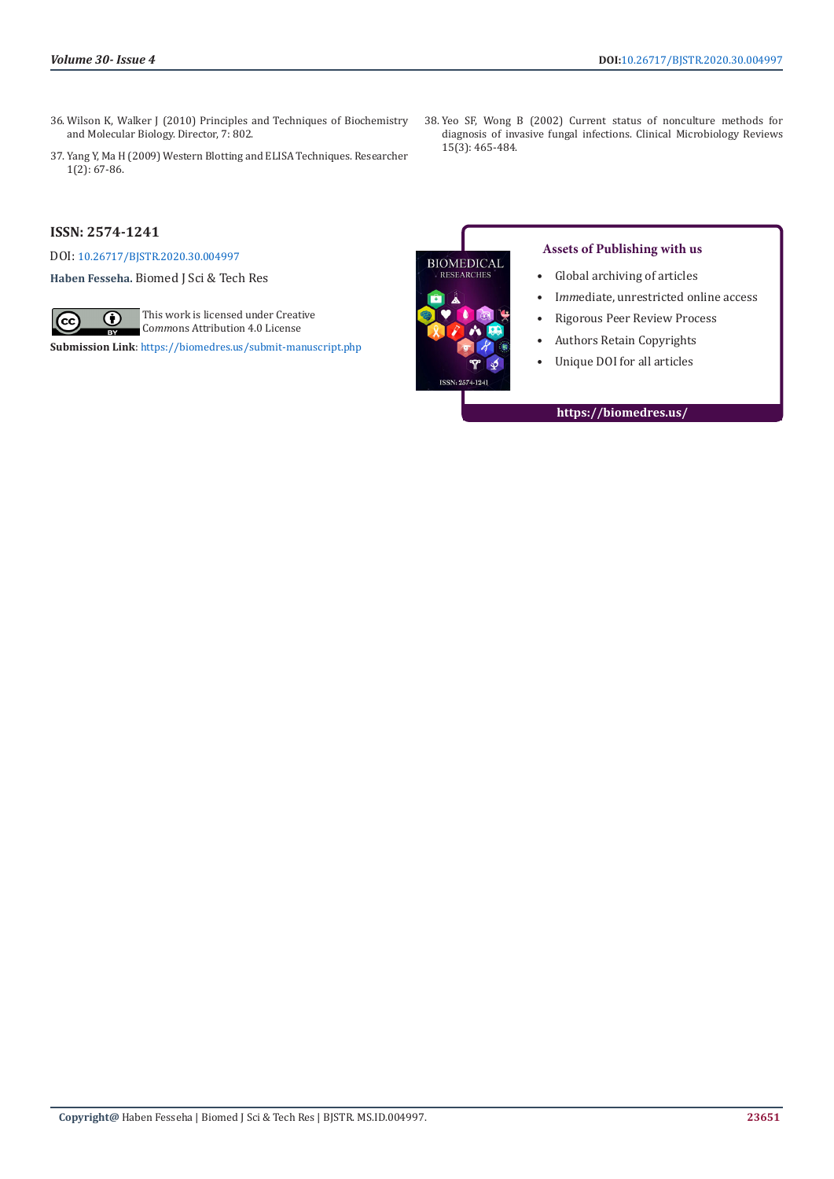36. Wilson K, Walker J (2010) Principles and Techniques of Biochemistry and Molecular Biology. Director, 7: 802.
37. Yang Y, Ma H (2009) Western Blotting and ELISA Techniques. Researcher 1(2): 67-86.
38. Yeo SF, Wong B (2002) Current status of nonculture methods for diagnosis of invasive fungal infections. Clinical Microbiology Reviews 15(3): 465-484.

**ISSN: 2574-1241**

DOI: 10.26717/BJSTR.2020.30.004997

**Haben Fesseha**. Biomed J Sci & Tech Res

This work is licensed under Creative Commons Attribution 4.0 License

**Submission Link**: https://biomedres.us/submit-manuscript.php

**Assets of Publishing with us**

- Global archiving of articles
- Immediate, unrestricted online access
- Rigorous Peer Review Process
- Authors Retain Copyrights
- Unique DOI for all articles

**https://biomedres.us/**